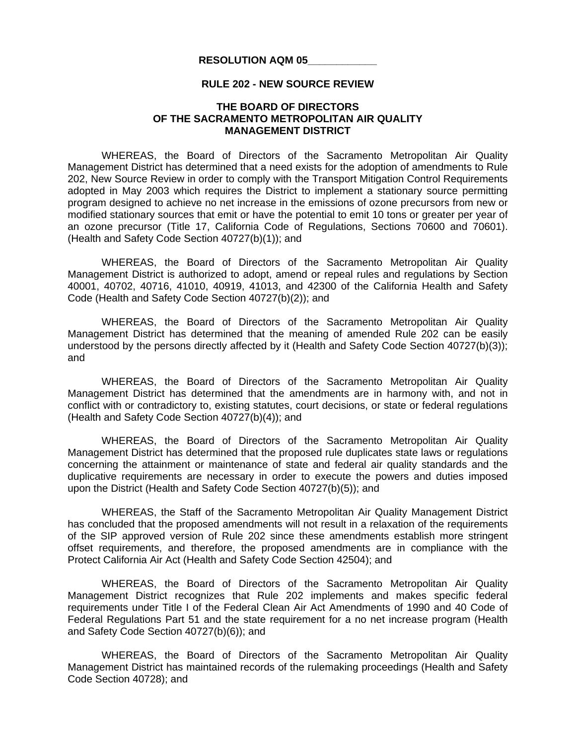**RESOLUTION AQM 05\_\_\_\_\_\_\_\_\_\_\_\_**

**RULE 202 - NEW SOURCE REVIEW**

**THE BOARD OF DIRECTORS
OF THE SACRAMENTO METROPOLITAN AIR QUALITY
MANAGEMENT DISTRICT**

WHEREAS, the Board of Directors of the Sacramento Metropolitan Air Quality Management District has determined that a need exists for the adoption of amendments to Rule 202, New Source Review in order to comply with the Transport Mitigation Control Requirements adopted in May 2003 which requires the District to implement a stationary source permitting program designed to achieve no net increase in the emissions of ozone precursors from new or modified stationary sources that emit or have the potential to emit 10 tons or greater per year of an ozone precursor (Title 17, California Code of Regulations, Sections 70600 and 70601). (Health and Safety Code Section 40727(b)(1)); and

WHEREAS, the Board of Directors of the Sacramento Metropolitan Air Quality Management District is authorized to adopt, amend or repeal rules and regulations by Section 40001, 40702, 40716, 41010, 40919, 41013, and 42300 of the California Health and Safety Code (Health and Safety Code Section 40727(b)(2)); and

WHEREAS, the Board of Directors of the Sacramento Metropolitan Air Quality Management District has determined that the meaning of amended Rule 202 can be easily understood by the persons directly affected by it (Health and Safety Code Section 40727(b)(3)); and

WHEREAS, the Board of Directors of the Sacramento Metropolitan Air Quality Management District has determined that the amendments are in harmony with, and not in conflict with or contradictory to, existing statutes, court decisions, or state or federal regulations (Health and Safety Code Section 40727(b)(4)); and

WHEREAS, the Board of Directors of the Sacramento Metropolitan Air Quality Management District has determined that the proposed rule duplicates state laws or regulations concerning the attainment or maintenance of state and federal air quality standards and the duplicative requirements are necessary in order to execute the powers and duties imposed upon the District (Health and Safety Code Section 40727(b)(5)); and

WHEREAS, the Staff of the Sacramento Metropolitan Air Quality Management District has concluded that the proposed amendments will not result in a relaxation of the requirements of the SIP approved version of Rule 202 since these amendments establish more stringent offset requirements, and therefore, the proposed amendments are in compliance with the Protect California Air Act (Health and Safety Code Section 42504); and

WHEREAS, the Board of Directors of the Sacramento Metropolitan Air Quality Management District recognizes that Rule 202 implements and makes specific federal requirements under Title I of the Federal Clean Air Act Amendments of 1990 and 40 Code of Federal Regulations Part 51 and the state requirement for a no net increase program (Health and Safety Code Section 40727(b)(6)); and

WHEREAS, the Board of Directors of the Sacramento Metropolitan Air Quality Management District has maintained records of the rulemaking proceedings (Health and Safety Code Section 40728); and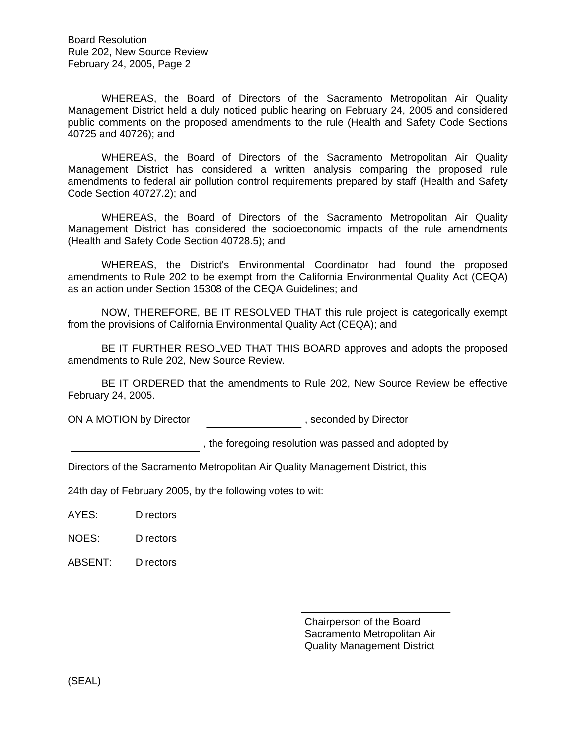WHEREAS, the Board of Directors of the Sacramento Metropolitan Air Quality Management District held a duly noticed public hearing on February 24, 2005 and considered public comments on the proposed amendments to the rule (Health and Safety Code Sections 40725 and 40726); and

WHEREAS, the Board of Directors of the Sacramento Metropolitan Air Quality Management District has considered a written analysis comparing the proposed rule amendments to federal air pollution control requirements prepared by staff (Health and Safety Code Section 40727.2); and

WHEREAS, the Board of Directors of the Sacramento Metropolitan Air Quality Management District has considered the socioeconomic impacts of the rule amendments (Health and Safety Code Section 40728.5); and

WHEREAS, the District's Environmental Coordinator had found the proposed amendments to Rule 202 to be exempt from the California Environmental Quality Act (CEQA) as an action under Section 15308 of the CEQA Guidelines; and

NOW, THEREFORE, BE IT RESOLVED THAT this rule project is categorically exempt from the provisions of California Environmental Quality Act (CEQA); and

BE IT FURTHER RESOLVED THAT THIS BOARD approves and adopts the proposed amendments to Rule 202, New Source Review.

BE IT ORDERED that the amendments to Rule 202, New Source Review be effective February 24, 2005.

ON A MOTION by Director \_\_\_\_\_\_\_\_\_\_\_\_\_\_\_\_ , seconded by Director

\_\_\_\_\_\_\_\_\_\_\_\_\_\_\_\_\_\_\_\_\_\_ , the foregoing resolution was passed and adopted by

Directors of the Sacramento Metropolitan Air Quality Management District, this

24th day of February 2005, by the following votes to wit:

AYES: Directors

NOES: Directors

ABSENT: Directors

\_\_\_\_\_\_\_\_\_\_\_\_\_\_\_\_\_\_\_\_\_\_\_\_\_\_

Chairperson of the Board
Sacramento Metropolitan Air
Quality Management District

(SEAL)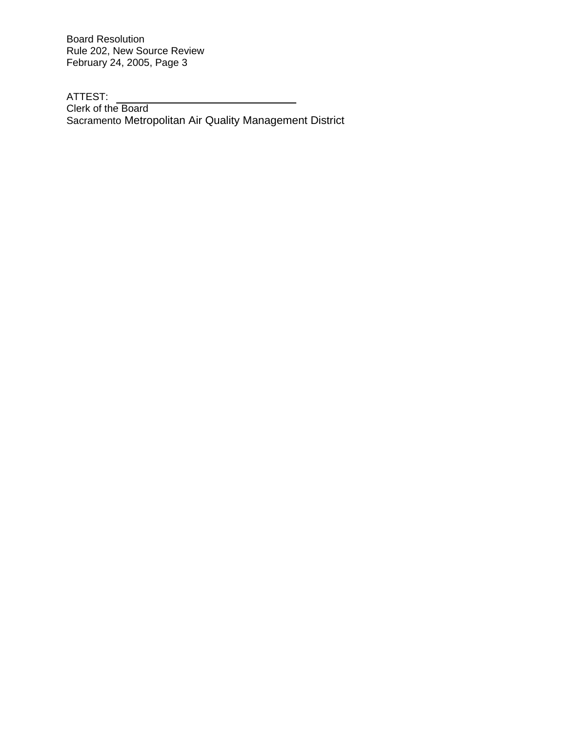ATTEST: \_\_\_\_\_\_\_\_\_\_\_\_\_\_\_\_\_\_\_\_\_\_\_\_\_\_\_\_\_\_

Clerk of the Board

Sacramento Metropolitan Air Quality Management District